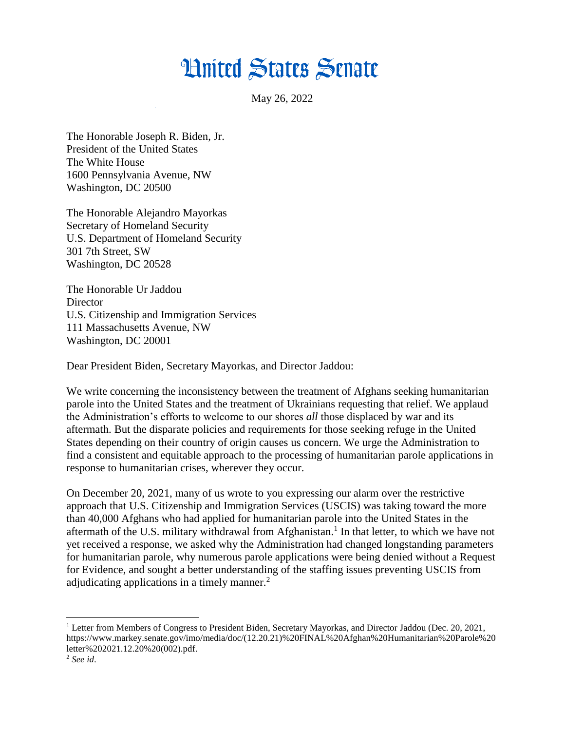# United States Senate

May 26, 2022

The Honorable Joseph R. Biden, Jr.
President of the United States
The White House
1600 Pennsylvania Avenue, NW
Washington, DC 20500

The Honorable Alejandro Mayorkas
Secretary of Homeland Security
U.S. Department of Homeland Security
301 7th Street, SW
Washington, DC 20528

The Honorable Ur Jaddou
Director
U.S. Citizenship and Immigration Services
111 Massachusetts Avenue, NW
Washington, DC 20001

Dear President Biden, Secretary Mayorkas, and Director Jaddou:

We write concerning the inconsistency between the treatment of Afghans seeking humanitarian parole into the United States and the treatment of Ukrainians requesting that relief. We applaud the Administration's efforts to welcome to our shores *all* those displaced by war and its aftermath. But the disparate policies and requirements for those seeking refuge in the United States depending on their country of origin causes us concern. We urge the Administration to find a consistent and equitable approach to the processing of humanitarian parole applications in response to humanitarian crises, wherever they occur.

On December 20, 2021, many of us wrote to you expressing our alarm over the restrictive approach that U.S. Citizenship and Immigration Services (USCIS) was taking toward the more than 40,000 Afghans who had applied for humanitarian parole into the United States in the aftermath of the U.S. military withdrawal from Afghanistan.[1] In that letter, to which we have not yet received a response, we asked why the Administration had changed longstanding parameters for humanitarian parole, why numerous parole applications were being denied without a Request for Evidence, and sought a better understanding of the staffing issues preventing USCIS from adjudicating applications in a timely manner.[2]

---

[1] Letter from Members of Congress to President Biden, Secretary Mayorkas, and Director Jaddou (Dec. 20, 2021, https://www.markey.senate.gov/imo/media/doc/(12.20.21)%20FINAL%20Afghan%20Humanitarian%20Parole%20letter%202021.12.20%20(002).pdf.

[2] *See id*.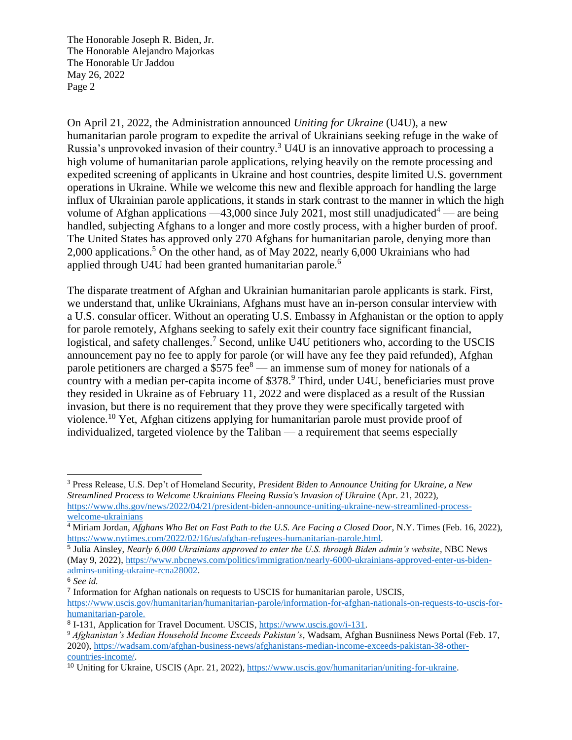On April 21, 2022, the Administration announced *Uniting for Ukraine* (U4U), a new humanitarian parole program to expedite the arrival of Ukrainians seeking refuge in the wake of Russia's unprovoked invasion of their country.[3] U4U is an innovative approach to processing a high volume of humanitarian parole applications, relying heavily on the remote processing and expedited screening of applicants in Ukraine and host countries, despite limited U.S. government operations in Ukraine. While we welcome this new and flexible approach for handling the large influx of Ukrainian parole applications, it stands in stark contrast to the manner in which the high volume of Afghan applications —43,000 since July 2021, most still unadjudicated[4] — are being handled, subjecting Afghans to a longer and more costly process, with a higher burden of proof. The United States has approved only 270 Afghans for humanitarian parole, denying more than 2,000 applications.[5] On the other hand, as of May 2022, nearly 6,000 Ukrainians who had applied through U4U had been granted humanitarian parole.[6]

The disparate treatment of Afghan and Ukrainian humanitarian parole applicants is stark. First, we understand that, unlike Ukrainians, Afghans must have an in-person consular interview with a U.S. consular officer. Without an operating U.S. Embassy in Afghanistan or the option to apply for parole remotely, Afghans seeking to safely exit their country face significant financial, logistical, and safety challenges.[7] Second, unlike U4U petitioners who, according to the USCIS announcement pay no fee to apply for parole (or will have any fee they paid refunded), Afghan parole petitioners are charged a $575 fee[8] — an immense sum of money for nationals of a country with a median per-capita income of $378.[9] Third, under U4U, beneficiaries must prove they resided in Ukraine as of February 11, 2022 and were displaced as a result of the Russian invasion, but there is no requirement that they prove they were specifically targeted with violence.[10] Yet, Afghan citizens applying for humanitarian parole must provide proof of individualized, targeted violence by the Taliban — a requirement that seems especially

---

[3] Press Release, U.S. Dep't of Homeland Security, *President Biden to Announce Uniting for Ukraine, a New Streamlined Process to Welcome Ukrainians Fleeing Russia's Invasion of Ukraine* (Apr. 21, 2022), https://www.dhs.gov/news/2022/04/21/president-biden-announce-uniting-ukraine-new-streamlined-process-welcome-ukrainians

[4] Miriam Jordan, *Afghans Who Bet on Fast Path to the U.S. Are Facing a Closed Door*, N.Y. Times (Feb. 16, 2022), https://www.nytimes.com/2022/02/16/us/afghan-refugees-humanitarian-parole.html.

[5] Julia Ainsley, *Nearly 6,000 Ukrainians approved to enter the U.S. through Biden admin's website*, NBC News (May 9, 2022), https://www.nbcnews.com/politics/immigration/nearly-6000-ukrainians-approved-enter-us-biden-admins-uniting-ukraine-rcna28002.

[6] *See id.*

[7] Information for Afghan nationals on requests to USCIS for humanitarian parole, USCIS, https://www.uscis.gov/humanitarian/humanitarian-parole/information-for-afghan-nationals-on-requests-to-uscis-for-humanitarian-parole.

[8] I-131, Application for Travel Document. USCIS, https://www.uscis.gov/i-131.

[9] *Afghanistan's Median Household Income Exceeds Pakistan's*, Wadsam, Afghan Busniiness News Portal (Feb. 17, 2020), https://wadsam.com/afghan-business-news/afghanistans-median-income-exceeds-pakistan-38-other-countries-income/.

[10] Uniting for Ukraine, USCIS (Apr. 21, 2022), https://www.uscis.gov/humanitarian/uniting-for-ukraine.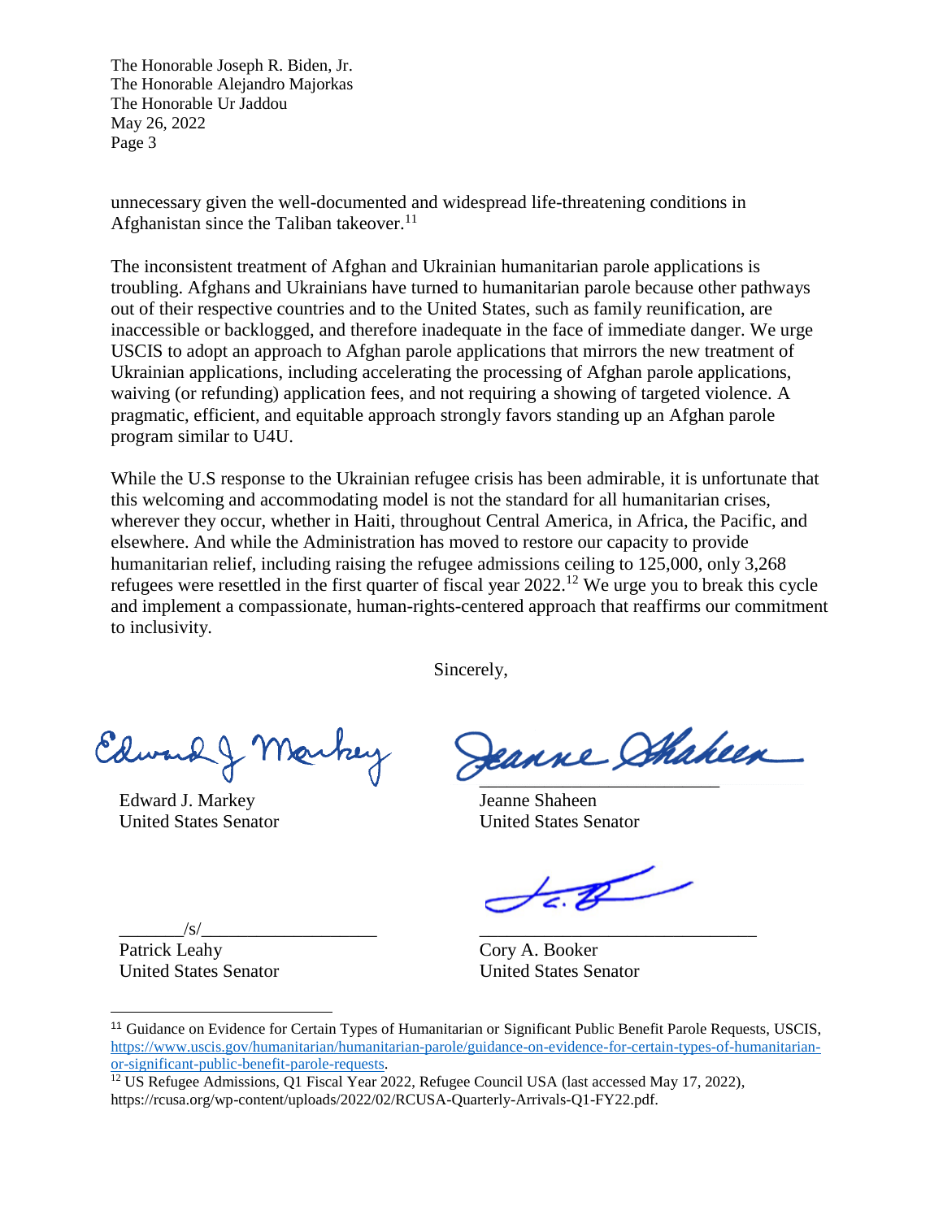unnecessary given the well-documented and widespread life-threatening conditions in Afghanistan since the Taliban takeover.[11]

The inconsistent treatment of Afghan and Ukrainian humanitarian parole applications is troubling. Afghans and Ukrainians have turned to humanitarian parole because other pathways out of their respective countries and to the United States, such as family reunification, are inaccessible or backlogged, and therefore inadequate in the face of immediate danger. We urge USCIS to adopt an approach to Afghan parole applications that mirrors the new treatment of Ukrainian applications, including accelerating the processing of Afghan parole applications, waiving (or refunding) application fees, and not requiring a showing of targeted violence. A pragmatic, efficient, and equitable approach strongly favors standing up an Afghan parole program similar to U4U.

While the U.S response to the Ukrainian refugee crisis has been admirable, it is unfortunate that this welcoming and accommodating model is not the standard for all humanitarian crises, wherever they occur, whether in Haiti, throughout Central America, in Africa, the Pacific, and elsewhere. And while the Administration has moved to restore our capacity to provide humanitarian relief, including raising the refugee admissions ceiling to 125,000, only 3,268 refugees were resettled in the first quarter of fiscal year 2022.[12] We urge you to break this cycle and implement a compassionate, human-rights-centered approach that reaffirms our commitment to inclusivity.

Sincerely,

Edward J. Markey
United States Senator

Jeanne Shaheen
United States Senator

/s/
Patrick Leahy
United States Senator

Cory A. Booker
United States Senator

---

[11] Guidance on Evidence for Certain Types of Humanitarian or Significant Public Benefit Parole Requests, USCIS, https://www.uscis.gov/humanitarian/humanitarian-parole/guidance-on-evidence-for-certain-types-of-humanitarian-or-significant-public-benefit-parole-requests.

[12] US Refugee Admissions, Q1 Fiscal Year 2022, Refugee Council USA (last accessed May 17, 2022), https://rcusa.org/wp-content/uploads/2022/02/RCUSA-Quarterly-Arrivals-Q1-FY22.pdf.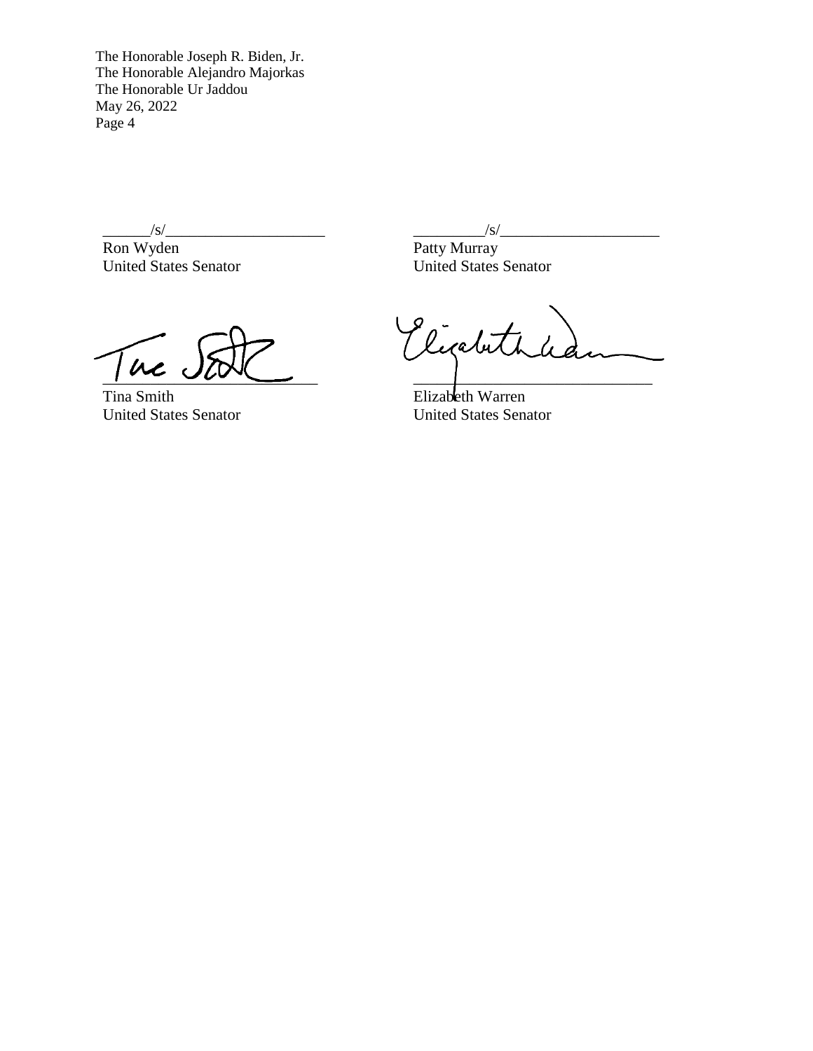/s/
Ron Wyden
United States Senator

/s/
Patty Murray
United States Senator

Tina Smith
United States Senator

Elizabeth Warren
United States Senator